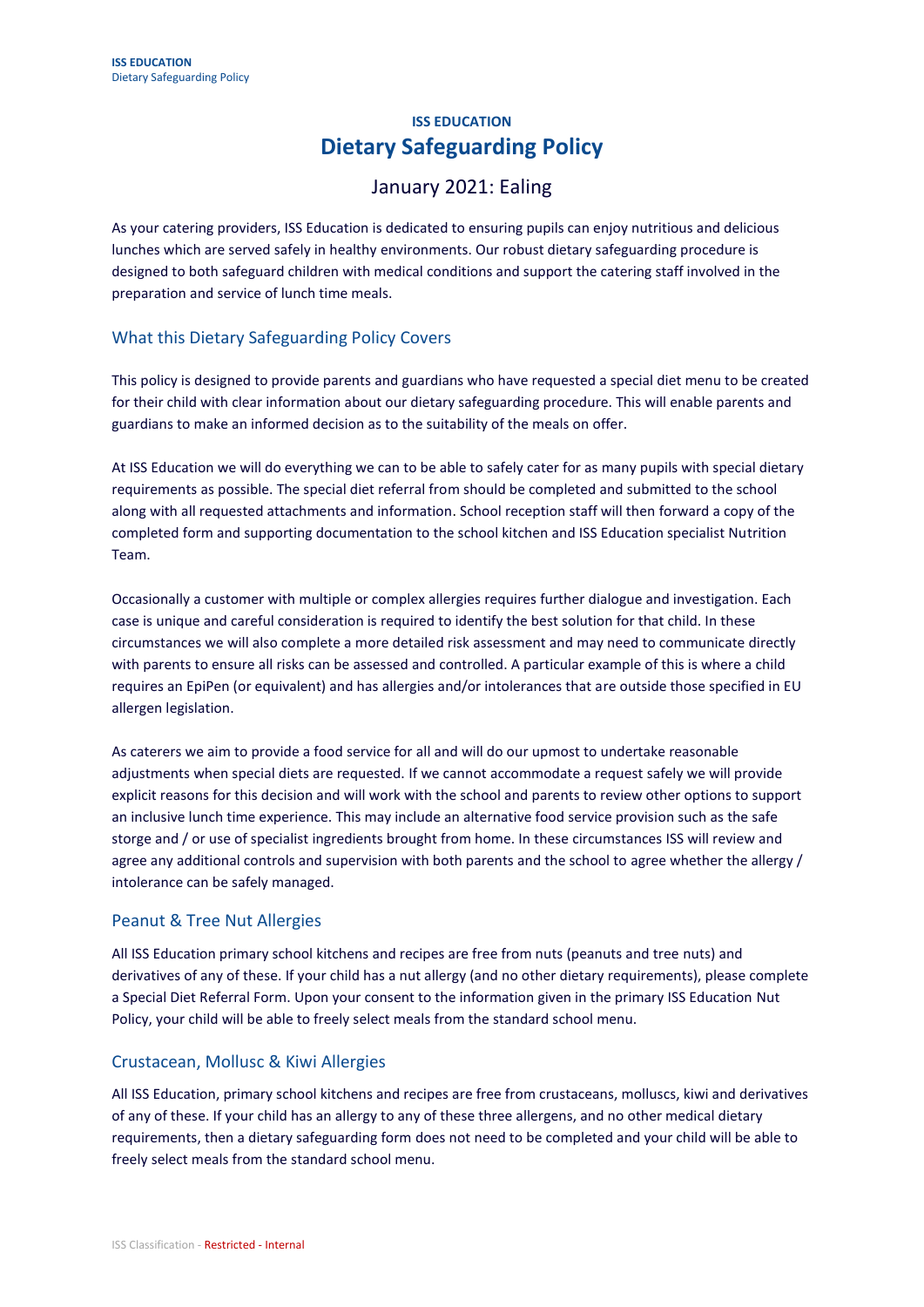# ISS EDUCATION
# Dietary Safeguarding Policy

## January 2021: Ealing

As your catering providers, ISS Education is dedicated to ensuring pupils can enjoy nutritious and delicious lunches which are served safely in healthy environments. Our robust dietary safeguarding procedure is designed to both safeguard children with medical conditions and support the catering staff involved in the preparation and service of lunch time meals.

## What this Dietary Safeguarding Policy Covers

This policy is designed to provide parents and guardians who have requested a special diet menu to be created for their child with clear information about our dietary safeguarding procedure. This will enable parents and guardians to make an informed decision as to the suitability of the meals on offer.

At ISS Education we will do everything we can to be able to safely cater for as many pupils with special dietary requirements as possible. The special diet referral from should be completed and submitted to the school along with all requested attachments and information. School reception staff will then forward a copy of the completed form and supporting documentation to the school kitchen and ISS Education specialist Nutrition Team.

Occasionally a customer with multiple or complex allergies requires further dialogue and investigation. Each case is unique and careful consideration is required to identify the best solution for that child. In these circumstances we will also complete a more detailed risk assessment and may need to communicate directly with parents to ensure all risks can be assessed and controlled. A particular example of this is where a child requires an EpiPen (or equivalent) and has allergies and/or intolerances that are outside those specified in EU allergen legislation.

As caterers we aim to provide a food service for all and will do our upmost to undertake reasonable adjustments when special diets are requested. If we cannot accommodate a request safely we will provide explicit reasons for this decision and will work with the school and parents to review other options to support an inclusive lunch time experience. This may include an alternative food service provision such as the safe storge and / or use of specialist ingredients brought from home. In these circumstances ISS will review and agree any additional controls and supervision with both parents and the school to agree whether the allergy / intolerance can be safely managed.

## Peanut & Tree Nut Allergies

All ISS Education primary school kitchens and recipes are free from nuts (peanuts and tree nuts) and derivatives of any of these. If your child has a nut allergy (and no other dietary requirements), please complete a Special Diet Referral Form. Upon your consent to the information given in the primary ISS Education Nut Policy, your child will be able to freely select meals from the standard school menu.

## Crustacean, Mollusc & Kiwi Allergies

All ISS Education, primary school kitchens and recipes are free from crustaceans, molluscs, kiwi and derivatives of any of these. If your child has an allergy to any of these three allergens, and no other medical dietary requirements, then a dietary safeguarding form does not need to be completed and your child will be able to freely select meals from the standard school menu.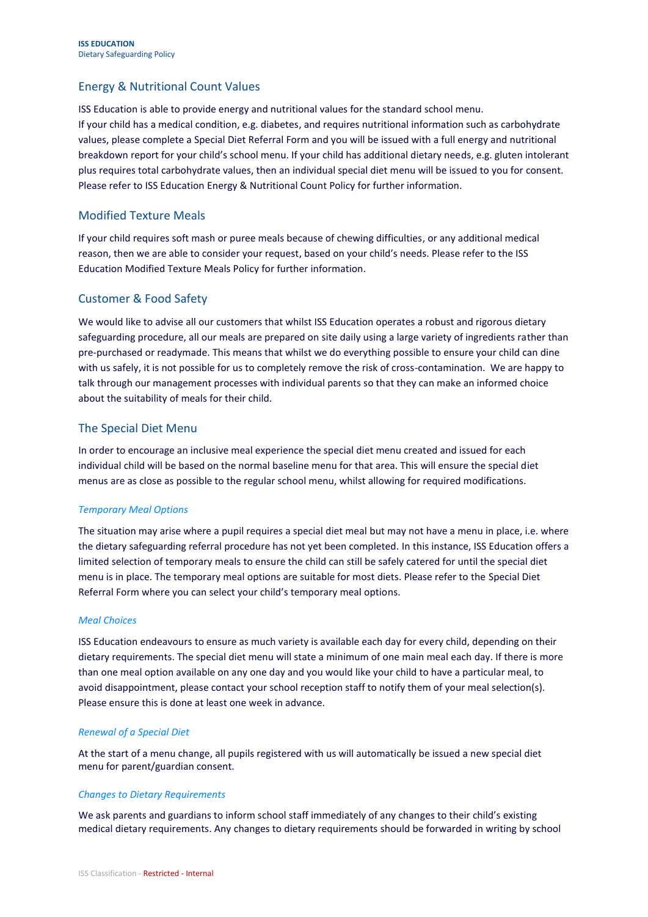## Energy & Nutritional Count Values

ISS Education is able to provide energy and nutritional values for the standard school menu.
If your child has a medical condition, e.g. diabetes, and requires nutritional information such as carbohydrate values, please complete a Special Diet Referral Form and you will be issued with a full energy and nutritional breakdown report for your child's school menu. If your child has additional dietary needs, e.g. gluten intolerant plus requires total carbohydrate values, then an individual special diet menu will be issued to you for consent. Please refer to ISS Education Energy & Nutritional Count Policy for further information.

## Modified Texture Meals

If your child requires soft mash or puree meals because of chewing difficulties, or any additional medical reason, then we are able to consider your request, based on your child's needs. Please refer to the ISS Education Modified Texture Meals Policy for further information.

## Customer & Food Safety

We would like to advise all our customers that whilst ISS Education operates a robust and rigorous dietary safeguarding procedure, all our meals are prepared on site daily using a large variety of ingredients rather than pre-purchased or readymade. This means that whilst we do everything possible to ensure your child can dine with us safely, it is not possible for us to completely remove the risk of cross-contamination. We are happy to talk through our management processes with individual parents so that they can make an informed choice about the suitability of meals for their child.

## The Special Diet Menu

In order to encourage an inclusive meal experience the special diet menu created and issued for each individual child will be based on the normal baseline menu for that area. This will ensure the special diet menus are as close as possible to the regular school menu, whilst allowing for required modifications.

### *Temporary Meal Options*

The situation may arise where a pupil requires a special diet meal but may not have a menu in place, i.e. where the dietary safeguarding referral procedure has not yet been completed. In this instance, ISS Education offers a limited selection of temporary meals to ensure the child can still be safely catered for until the special diet menu is in place. The temporary meal options are suitable for most diets. Please refer to the Special Diet Referral Form where you can select your child's temporary meal options.

### *Meal Choices*

ISS Education endeavours to ensure as much variety is available each day for every child, depending on their dietary requirements. The special diet menu will state a minimum of one main meal each day. If there is more than one meal option available on any one day and you would like your child to have a particular meal, to avoid disappointment, please contact your school reception staff to notify them of your meal selection(s). Please ensure this is done at least one week in advance.

### *Renewal of a Special Diet*

At the start of a menu change, all pupils registered with us will automatically be issued a new special diet menu for parent/guardian consent.

### *Changes to Dietary Requirements*

We ask parents and guardians to inform school staff immediately of any changes to their child's existing medical dietary requirements. Any changes to dietary requirements should be forwarded in writing by school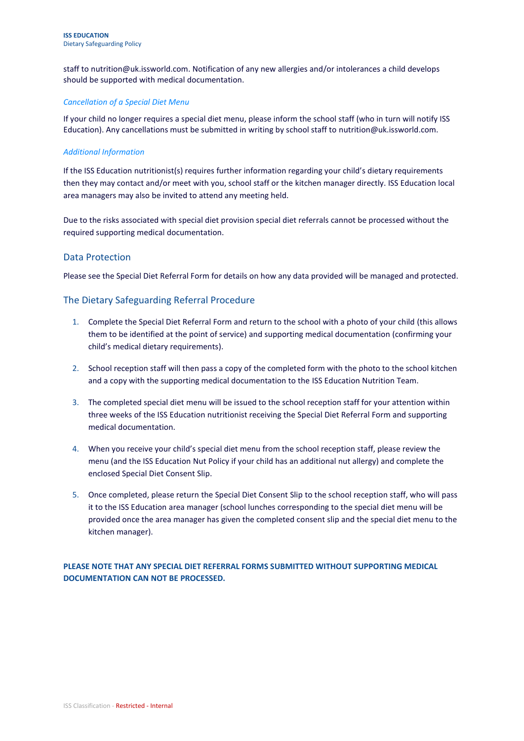staff to nutrition@uk.issworld.com. Notification of any new allergies and/or intolerances a child develops should be supported with medical documentation.

*Cancellation of a Special Diet Menu*

If your child no longer requires a special diet menu, please inform the school staff (who in turn will notify ISS Education). Any cancellations must be submitted in writing by school staff to nutrition@uk.issworld.com.

*Additional Information*

If the ISS Education nutritionist(s) requires further information regarding your child's dietary requirements then they may contact and/or meet with you, school staff or the kitchen manager directly. ISS Education local area managers may also be invited to attend any meeting held.

Due to the risks associated with special diet provision special diet referrals cannot be processed without the required supporting medical documentation.

## Data Protection

Please see the Special Diet Referral Form for details on how any data provided will be managed and protected.

## The Dietary Safeguarding Referral Procedure

1. Complete the Special Diet Referral Form and return to the school with a photo of your child (this allows them to be identified at the point of service) and supporting medical documentation (confirming your child's medical dietary requirements).

2. School reception staff will then pass a copy of the completed form with the photo to the school kitchen and a copy with the supporting medical documentation to the ISS Education Nutrition Team.

3. The completed special diet menu will be issued to the school reception staff for your attention within three weeks of the ISS Education nutritionist receiving the Special Diet Referral Form and supporting medical documentation.

4. When you receive your child's special diet menu from the school reception staff, please review the menu (and the ISS Education Nut Policy if your child has an additional nut allergy) and complete the enclosed Special Diet Consent Slip.

5. Once completed, please return the Special Diet Consent Slip to the school reception staff, who will pass it to the ISS Education area manager (school lunches corresponding to the special diet menu will be provided once the area manager has given the completed consent slip and the special diet menu to the kitchen manager).

**PLEASE NOTE THAT ANY SPECIAL DIET REFERRAL FORMS SUBMITTED WITHOUT SUPPORTING MEDICAL DOCUMENTATION CAN NOT BE PROCESSED.**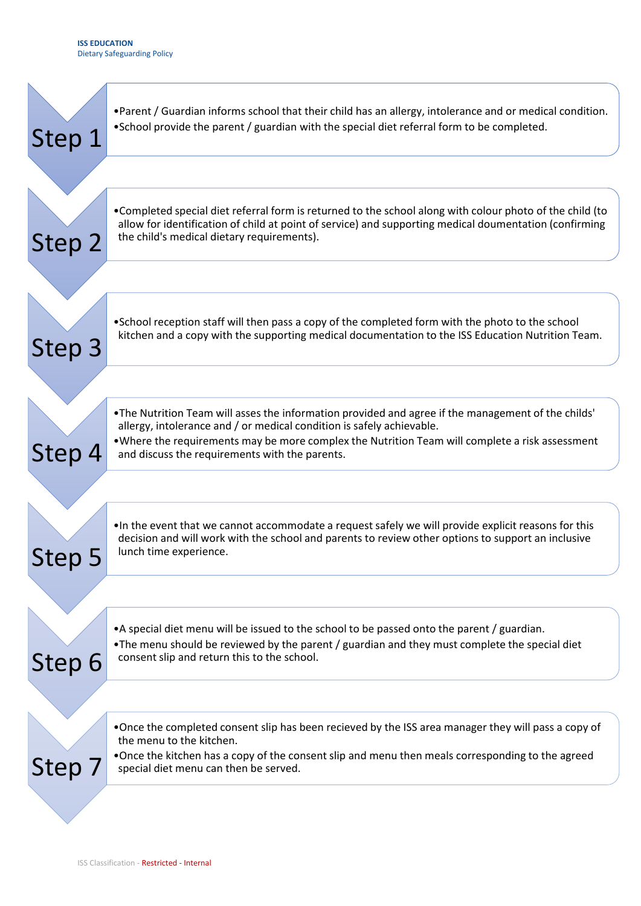## Step 1

- Parent / Guardian informs school that their child has an allergy, intolerance and or medical condition.
- School provide the parent / guardian with the special diet referral form to be completed.

## Step 2

- Completed special diet referral form is returned to the school along with colour photo of the child (to allow for identification of child at point of service) and supporting medical doumentation (confirming the child's medical dietary requirements).

## Step 3

- School reception staff will then pass a copy of the completed form with the photo to the school kitchen and a copy with the supporting medical documentation to the ISS Education Nutrition Team.

## Step 4

- The Nutrition Team will asses the information provided and agree if the management of the childs' allergy, intolerance and / or medical condition is safely achievable.
- Where the requirements may be more complex the Nutrition Team will complete a risk assessment and discuss the requirements with the parents.

## Step 5

- In the event that we cannot accommodate a request safely we will provide explicit reasons for this decision and will work with the school and parents to review other options to support an inclusive lunch time experience.

## Step 6

- A special diet menu will be issued to the school to be passed onto the parent / guardian.
- The menu should be reviewed by the parent / guardian and they must complete the special diet consent slip and return this to the school.

## Step 7

- Once the completed consent slip has been recieved by the ISS area manager they will pass a copy of the menu to the kitchen.
- Once the kitchen has a copy of the consent slip and menu then meals corresponding to the agreed special diet menu can then be served.